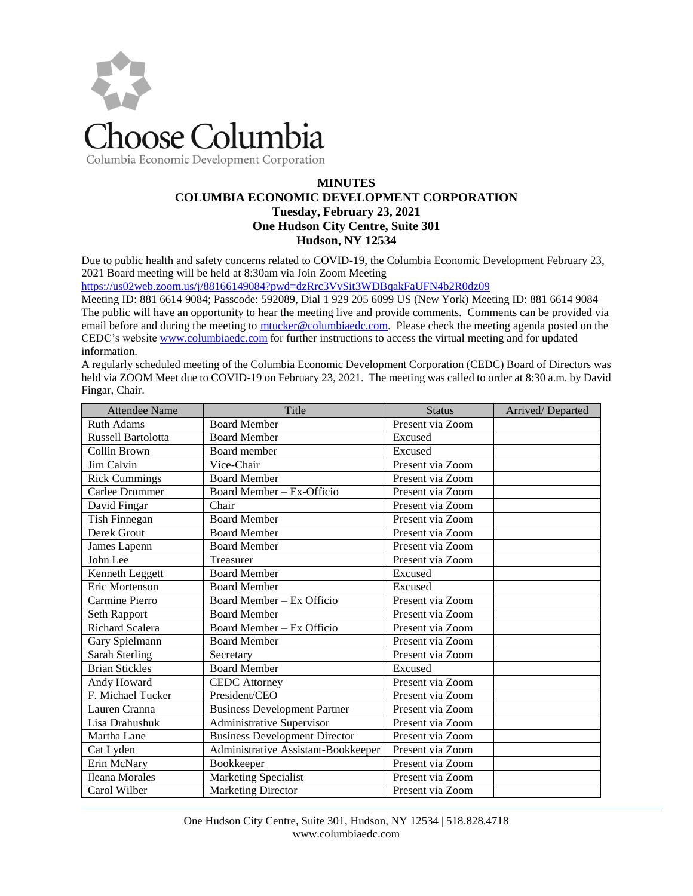Choose Columbia

Columbia Economic Development Corporation

**MINUTES**
**COLUMBIA ECONOMIC DEVELOPMENT CORPORATION**
**Tuesday, February 23, 2021**
**One Hudson City Centre, Suite 301**
**Hudson, NY 12534**

Due to public health and safety concerns related to COVID-19, the Columbia Economic Development February 23, 2021 Board meeting will be held at 8:30am via Join Zoom Meeting
https://us02web.zoom.us/j/88166149084?pwd=dzRrc3VvSit3WDBqakFaUFN4b2R0dz09
Meeting ID: 881 6614 9084; Passcode: 592089, Dial 1 929 205 6099 US (New York) Meeting ID: 881 6614 9084
The public will have an opportunity to hear the meeting live and provide comments. Comments can be provided via email before and during the meeting to mtucker@columbiaedc.com. Please check the meeting agenda posted on the CEDC's website www.columbiaedc.com for further instructions to access the virtual meeting and for updated information.
A regularly scheduled meeting of the Columbia Economic Development Corporation (CEDC) Board of Directors was held via ZOOM Meet due to COVID-19 on February 23, 2021. The meeting was called to order at 8:30 a.m. by David Fingar, Chair.

| Attendee Name | Title | Status | Arrived/ Departed |
|---|---|---|---|
| Ruth Adams | Board Member | Present via Zoom | |
| Russell Bartolotta | Board Member | Excused | |
| Collin Brown | Board member | Excused | |
| Jim Calvin | Vice-Chair | Present via Zoom | |
| Rick Cummings | Board Member | Present via Zoom | |
| Carlee Drummer | Board Member – Ex-Officio | Present via Zoom | |
| David Fingar | Chair | Present via Zoom | |
| Tish Finnegan | Board Member | Present via Zoom | |
| Derek Grout | Board Member | Present via Zoom | |
| James Lapenn | Board Member | Present via Zoom | |
| John Lee | Treasurer | Present via Zoom | |
| Kenneth Leggett | Board Member | Excused | |
| Eric Mortenson | Board Member | Excused | |
| Carmine Pierro | Board Member – Ex Officio | Present via Zoom | |
| Seth Rapport | Board Member | Present via Zoom | |
| Richard Scalera | Board Member – Ex Officio | Present via Zoom | |
| Gary Spielmann | Board Member | Present via Zoom | |
| Sarah Sterling | Secretary | Present via Zoom | |
| Brian Stickles | Board Member | Excused | |
| Andy Howard | CEDC Attorney | Present via Zoom | |
| F. Michael Tucker | President/CEO | Present via Zoom | |
| Lauren Cranna | Business Development Partner | Present via Zoom | |
| Lisa Drahushuk | Administrative Supervisor | Present via Zoom | |
| Martha Lane | Business Development Director | Present via Zoom | |
| Cat Lyden | Administrative Assistant-Bookkeeper | Present via Zoom | |
| Erin McNary | Bookkeeper | Present via Zoom | |
| Ileana Morales | Marketing Specialist | Present via Zoom | |
| Carol Wilber | Marketing Director | Present via Zoom | |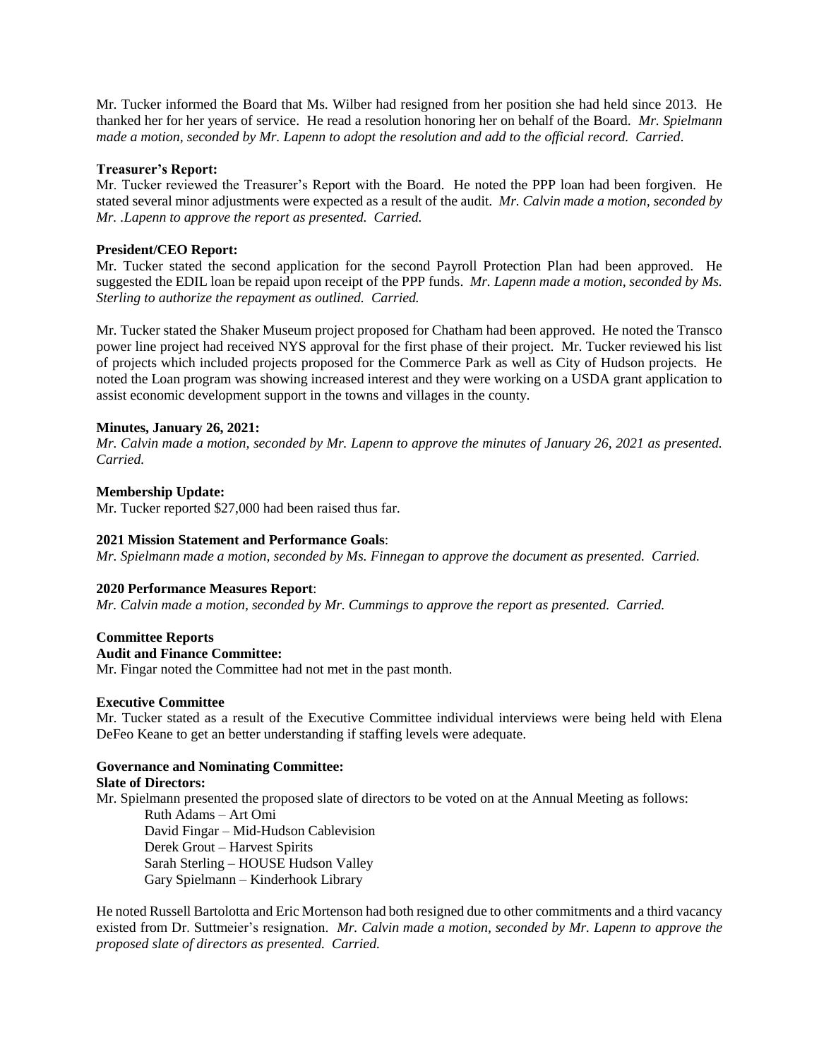Mr. Tucker informed the Board that Ms. Wilber had resigned from her position she had held since 2013. He thanked her for her years of service. He read a resolution honoring her on behalf of the Board. *Mr. Spielmann made a motion, seconded by Mr. Lapenn to adopt the resolution and add to the official record. Carried*.

**Treasurer's Report:**
Mr. Tucker reviewed the Treasurer's Report with the Board. He noted the PPP loan had been forgiven. He stated several minor adjustments were expected as a result of the audit. *Mr. Calvin made a motion, seconded by Mr. .Lapenn to approve the report as presented. Carried.*

**President/CEO Report:**
Mr. Tucker stated the second application for the second Payroll Protection Plan had been approved. He suggested the EDIL loan be repaid upon receipt of the PPP funds. *Mr. Lapenn made a motion, seconded by Ms. Sterling to authorize the repayment as outlined. Carried.*

Mr. Tucker stated the Shaker Museum project proposed for Chatham had been approved. He noted the Transco power line project had received NYS approval for the first phase of their project. Mr. Tucker reviewed his list of projects which included projects proposed for the Commerce Park as well as City of Hudson projects. He noted the Loan program was showing increased interest and they were working on a USDA grant application to assist economic development support in the towns and villages in the county.

**Minutes, January 26, 2021:**
*Mr. Calvin made a motion, seconded by Mr. Lapenn to approve the minutes of January 26, 2021 as presented. Carried.*

**Membership Update:**
Mr. Tucker reported $27,000 had been raised thus far.

**2021 Mission Statement and Performance Goals**:
*Mr. Spielmann made a motion, seconded by Ms. Finnegan to approve the document as presented. Carried.*

**2020 Performance Measures Report**:
*Mr. Calvin made a motion, seconded by Mr. Cummings to approve the report as presented. Carried.*

**Committee Reports**

**Audit and Finance Committee:**
Mr. Fingar noted the Committee had not met in the past month.

**Executive Committee**
Mr. Tucker stated as a result of the Executive Committee individual interviews were being held with Elena DeFeo Keane to get an better understanding if staffing levels were adequate.

**Governance and Nominating Committee:**

**Slate of Directors:**
Mr. Spielmann presented the proposed slate of directors to be voted on at the Annual Meeting as follows:

Ruth Adams – Art Omi
David Fingar – Mid-Hudson Cablevision
Derek Grout – Harvest Spirits
Sarah Sterling – HOUSE Hudson Valley
Gary Spielmann – Kinderhook Library

He noted Russell Bartolotta and Eric Mortenson had both resigned due to other commitments and a third vacancy existed from Dr. Suttmeier's resignation. *Mr. Calvin made a motion, seconded by Mr. Lapenn to approve the proposed slate of directors as presented. Carried.*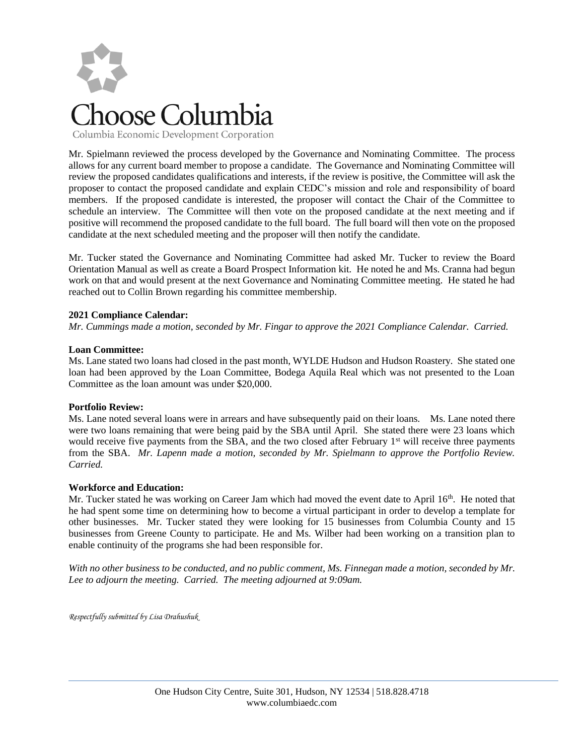Mr. Spielmann reviewed the process developed by the Governance and Nominating Committee. The process allows for any current board member to propose a candidate. The Governance and Nominating Committee will review the proposed candidates qualifications and interests, if the review is positive, the Committee will ask the proposer to contact the proposed candidate and explain CEDC's mission and role and responsibility of board members. If the proposed candidate is interested, the proposer will contact the Chair of the Committee to schedule an interview. The Committee will then vote on the proposed candidate at the next meeting and if positive will recommend the proposed candidate to the full board. The full board will then vote on the proposed candidate at the next scheduled meeting and the proposer will then notify the candidate.

Mr. Tucker stated the Governance and Nominating Committee had asked Mr. Tucker to review the Board Orientation Manual as well as create a Board Prospect Information kit. He noted he and Ms. Cranna had begun work on that and would present at the next Governance and Nominating Committee meeting. He stated he had reached out to Collin Brown regarding his committee membership.

**2021 Compliance Calendar:**

*Mr. Cummings made a motion, seconded by Mr. Fingar to approve the 2021 Compliance Calendar. Carried.*

**Loan Committee:**

Ms. Lane stated two loans had closed in the past month, WYLDE Hudson and Hudson Roastery. She stated one loan had been approved by the Loan Committee, Bodega Aquila Real which was not presented to the Loan Committee as the loan amount was under $20,000.

**Portfolio Review:**

Ms. Lane noted several loans were in arrears and have subsequently paid on their loans. Ms. Lane noted there were two loans remaining that were being paid by the SBA until April. She stated there were 23 loans which would receive five payments from the SBA, and the two closed after February 1st will receive three payments from the SBA. *Mr. Lapenn made a motion, seconded by Mr. Spielmann to approve the Portfolio Review. Carried.*

**Workforce and Education:**

Mr. Tucker stated he was working on Career Jam which had moved the event date to April 16th. He noted that he had spent some time on determining how to become a virtual participant in order to develop a template for other businesses. Mr. Tucker stated they were looking for 15 businesses from Columbia County and 15 businesses from Greene County to participate. He and Ms. Wilber had been working on a transition plan to enable continuity of the programs she had been responsible for.

*With no other business to be conducted, and no public comment, Ms. Finnegan made a motion, seconded by Mr. Lee to adjourn the meeting. Carried. The meeting adjourned at 9:09am.*

*Respectfully submitted by Lisa Drahushuk*